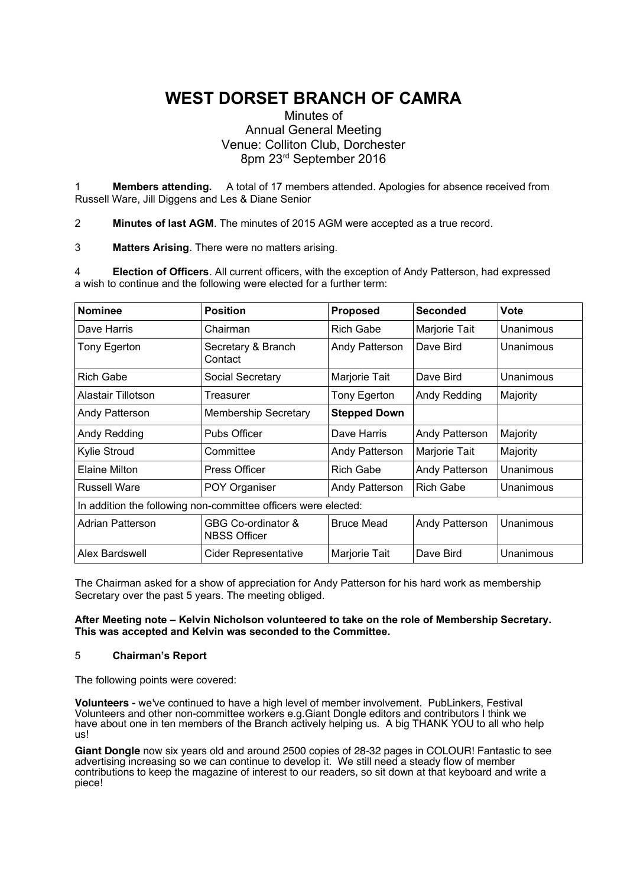# WEST DORSET BRANCH OF CAMRA

Minutes of
Annual General Meeting
Venue: Colliton Club, Dorchester
8pm 23rd September 2016

1 **Members attending.** A total of 17 members attended. Apologies for absence received from Russell Ware, Jill Diggens and Les & Diane Senior

2 **Minutes of last AGM**. The minutes of 2015 AGM were accepted as a true record.

3 **Matters Arising**. There were no matters arising.

4 **Election of Officers**. All current officers, with the exception of Andy Patterson, had expressed a wish to continue and the following were elected for a further term:

| Nominee | Position | Proposed | Seconded | Vote |
|---|---|---|---|---|
| Dave Harris | Chairman | Rich Gabe | Marjorie Tait | Unanimous |
| Tony Egerton | Secretary & Branch Contact | Andy Patterson | Dave Bird | Unanimous |
| Rich Gabe | Social Secretary | Marjorie Tait | Dave Bird | Unanimous |
| Alastair Tillotson | Treasurer | Tony Egerton | Andy Redding | Majority |
| Andy Patterson | Membership Secretary | **Stepped Down** | | |
| Andy Redding | Pubs Officer | Dave Harris | Andy Patterson | Majority |
| Kylie Stroud | Committee | Andy Patterson | Marjorie Tait | Majority |
| Elaine Milton | Press Officer | Rich Gabe | Andy Patterson | Unanimous |
| Russell Ware | POY Organiser | Andy Patterson | Rich Gabe | Unanimous |
| In addition the following non-committee officers were elected: | | | | |
| Adrian Patterson | GBG Co-ordinator & NBSS Officer | Bruce Mead | Andy Patterson | Unanimous |
| Alex Bardswell | Cider Representative | Marjorie Tait | Dave Bird | Unanimous |

The Chairman asked for a show of appreciation for Andy Patterson for his hard work as membership Secretary over the past 5 years. The meeting obliged.

**After Meeting note – Kelvin Nicholson volunteered to take on the role of Membership Secretary. This was accepted and Kelvin was seconded to the Committee.**

5 **Chairman's Report**

The following points were covered:

**Volunteers -** we've continued to have a high level of member involvement. PubLinkers, Festival Volunteers and other non-committee workers e.g.Giant Dongle editors and contributors I think we have about one in ten members of the Branch actively helping us. A big THANK YOU to all who help us!

**Giant Dongle** now six years old and around 2500 copies of 28-32 pages in COLOUR! Fantastic to see advertising increasing so we can continue to develop it. We still need a steady flow of member contributions to keep the magazine of interest to our readers, so sit down at that keyboard and write a piece!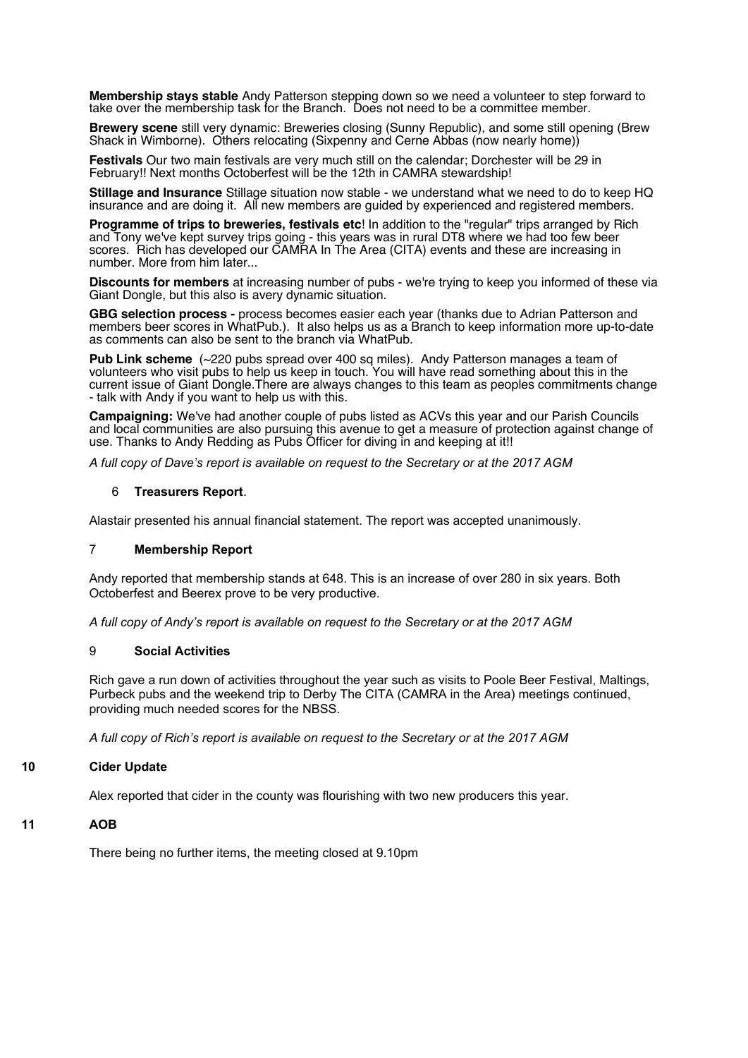**Membership stays stable** Andy Patterson stepping down so we need a volunteer to step forward to take over the membership task for the Branch. Does not need to be a committee member.

**Brewery scene** still very dynamic: Breweries closing (Sunny Republic), and some still opening (Brew Shack in Wimborne). Others relocating (Sixpenny and Cerne Abbas (now nearly home))

**Festivals** Our two main festivals are very much still on the calendar; Dorchester will be 29 in February!! Next months Octoberfest will be the 12th in CAMRA stewardship!

**Stillage and Insurance** Stillage situation now stable - we understand what we need to do to keep HQ insurance and are doing it. All new members are guided by experienced and registered members.

**Programme of trips to breweries, festivals etc**! In addition to the "regular" trips arranged by Rich and Tony we've kept survey trips going - this years was in rural DT8 where we had too few beer scores. Rich has developed our CAMRA In The Area (CITA) events and these are increasing in number. More from him later...

**Discounts for members** at increasing number of pubs - we're trying to keep you informed of these via Giant Dongle, but this also is avery dynamic situation.

**GBG selection process -** process becomes easier each year (thanks due to Adrian Patterson and members beer scores in WhatPub.). It also helps us as a Branch to keep information more up-to-date as comments can also be sent to the branch via WhatPub.

**Pub Link scheme** (~220 pubs spread over 400 sq miles). Andy Patterson manages a team of volunteers who visit pubs to help us keep in touch. You will have read something about this in the current issue of Giant Dongle.There are always changes to this team as peoples commitments change - talk with Andy if you want to help us with this.

**Campaigning:** We've had another couple of pubs listed as ACVs this year and our Parish Councils and local communities are also pursuing this avenue to get a measure of protection against change of use. Thanks to Andy Redding as Pubs Officer for diving in and keeping at it!!

*A full copy of Dave's report is available on request to the Secretary or at the 2017 AGM*

6 **Treasurers Report**.

Alastair presented his annual financial statement. The report was accepted unanimously.

7 **Membership Report**

Andy reported that membership stands at 648. This is an increase of over 280 in six years. Both Octoberfest and Beerex prove to be very productive.

*A full copy of Andy's report is available on request to the Secretary or at the 2017 AGM*

9 **Social Activities**

Rich gave a run down of activities throughout the year such as visits to Poole Beer Festival, Maltings, Purbeck pubs and the weekend trip to Derby The CITA (CAMRA in the Area) meetings continued, providing much needed scores for the NBSS.

*A full copy of Rich's report is available on request to the Secretary or at the 2017 AGM*

**10 Cider Update**

Alex reported that cider in the county was flourishing with two new producers this year.

**11 AOB**

There being no further items, the meeting closed at 9.10pm